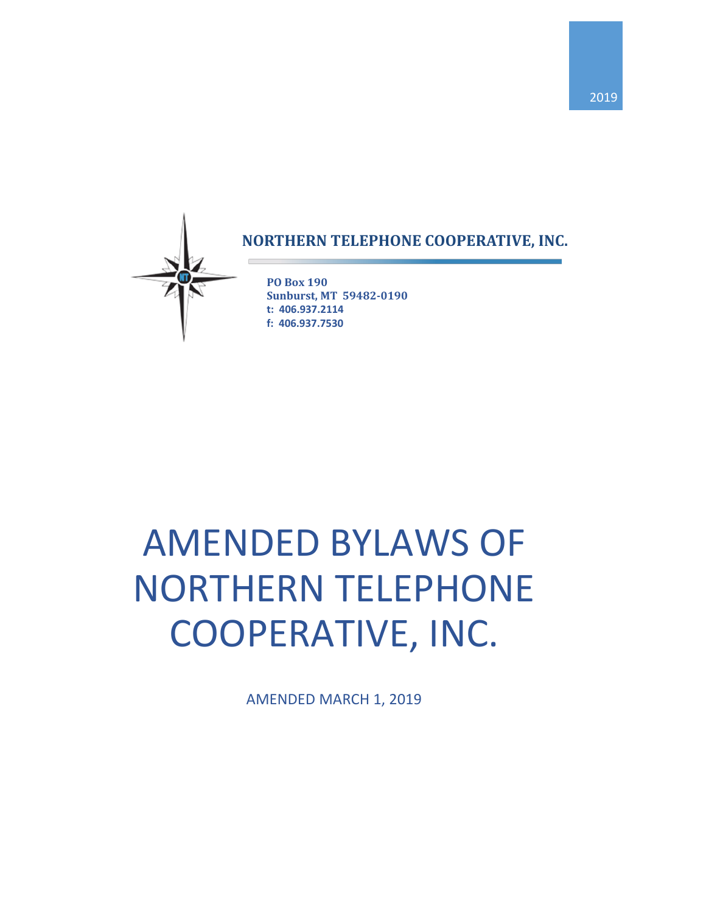2019

**NORTHERN TELEPHONE COOPERATIVE, INC.**

**PO Box 190**
**Sunburst, MT 59482-0190**
**t: 406.937.2114**
**f: 406.937.7530**

# AMENDED BYLAWS OF NORTHERN TELEPHONE COOPERATIVE, INC.

AMENDED MARCH 1, 2019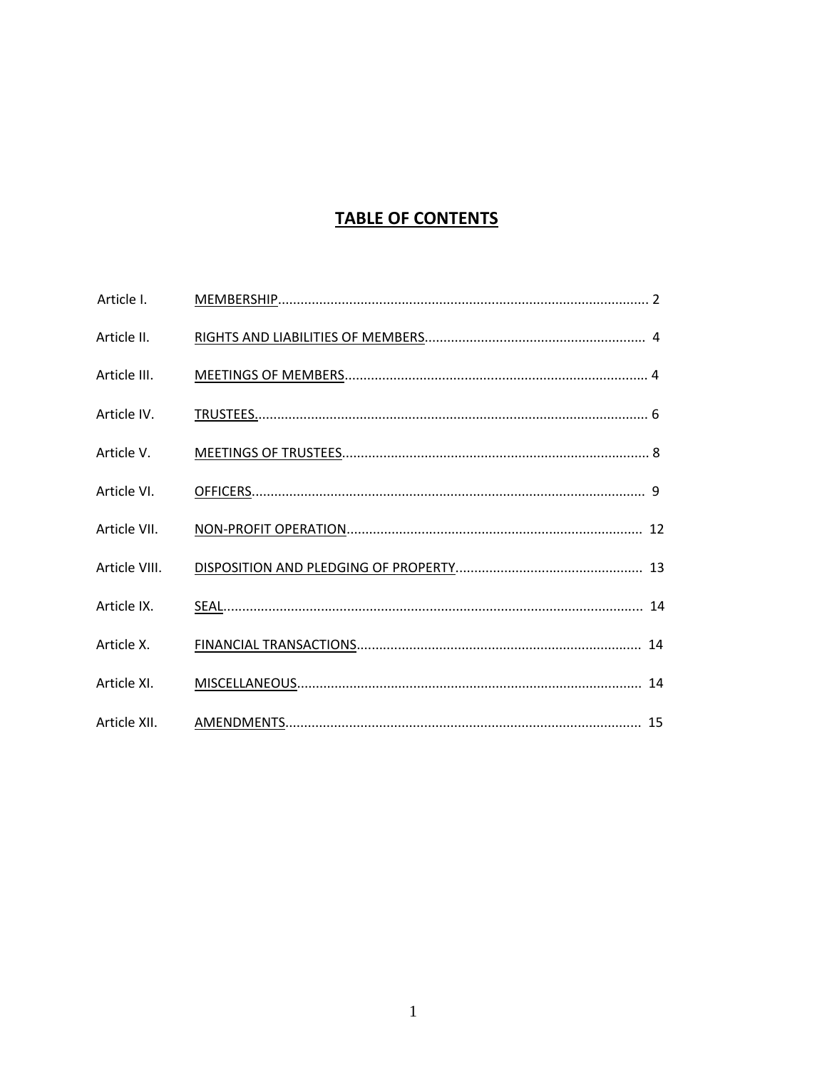# TABLE OF CONTENTS

| | | |
|---|---|---|
| Article I. | MEMBERSHIP | 2 |
| Article II. | RIGHTS AND LIABILITIES OF MEMBERS | 4 |
| Article III. | MEETINGS OF MEMBERS | 4 |
| Article IV. | TRUSTEES | 6 |
| Article V. | MEETINGS OF TRUSTEES | 8 |
| Article VI. | OFFICERS | 9 |
| Article VII. | NON-PROFIT OPERATION | 12 |
| Article VIII. | DISPOSITION AND PLEDGING OF PROPERTY | 13 |
| Article IX. | SEAL | 14 |
| Article X. | FINANCIAL TRANSACTIONS | 14 |
| Article XI. | MISCELLANEOUS | 14 |
| Article XII. | AMENDMENTS | 15 |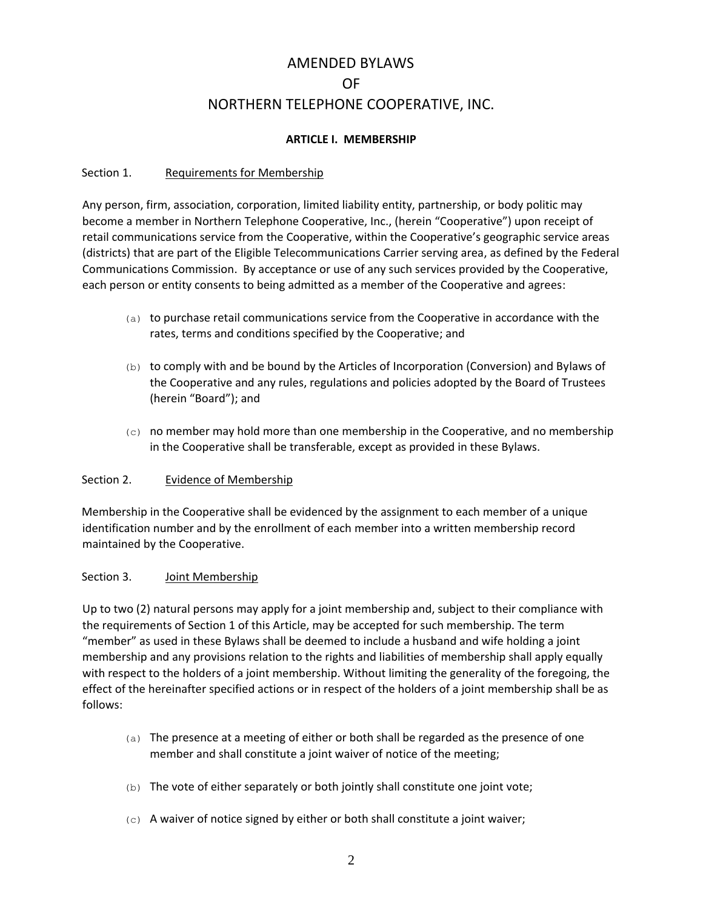# AMENDED BYLAWS OF NORTHERN TELEPHONE COOPERATIVE, INC.

## ARTICLE I. MEMBERSHIP

### Section 1. Requirements for Membership

Any person, firm, association, corporation, limited liability entity, partnership, or body politic may become a member in Northern Telephone Cooperative, Inc., (herein "Cooperative") upon receipt of retail communications service from the Cooperative, within the Cooperative's geographic service areas (districts) that are part of the Eligible Telecommunications Carrier serving area, as defined by the Federal Communications Commission. By acceptance or use of any such services provided by the Cooperative, each person or entity consents to being admitted as a member of the Cooperative and agrees:

(a) to purchase retail communications service from the Cooperative in accordance with the rates, terms and conditions specified by the Cooperative; and

(b) to comply with and be bound by the Articles of Incorporation (Conversion) and Bylaws of the Cooperative and any rules, regulations and policies adopted by the Board of Trustees (herein "Board"); and

(c) no member may hold more than one membership in the Cooperative, and no membership in the Cooperative shall be transferable, except as provided in these Bylaws.

### Section 2. Evidence of Membership

Membership in the Cooperative shall be evidenced by the assignment to each member of a unique identification number and by the enrollment of each member into a written membership record maintained by the Cooperative.

### Section 3. Joint Membership

Up to two (2) natural persons may apply for a joint membership and, subject to their compliance with the requirements of Section 1 of this Article, may be accepted for such membership. The term "member" as used in these Bylaws shall be deemed to include a husband and wife holding a joint membership and any provisions relation to the rights and liabilities of membership shall apply equally with respect to the holders of a joint membership. Without limiting the generality of the foregoing, the effect of the hereinafter specified actions or in respect of the holders of a joint membership shall be as follows:

(a) The presence at a meeting of either or both shall be regarded as the presence of one member and shall constitute a joint waiver of notice of the meeting;

(b) The vote of either separately or both jointly shall constitute one joint vote;

(c) A waiver of notice signed by either or both shall constitute a joint waiver;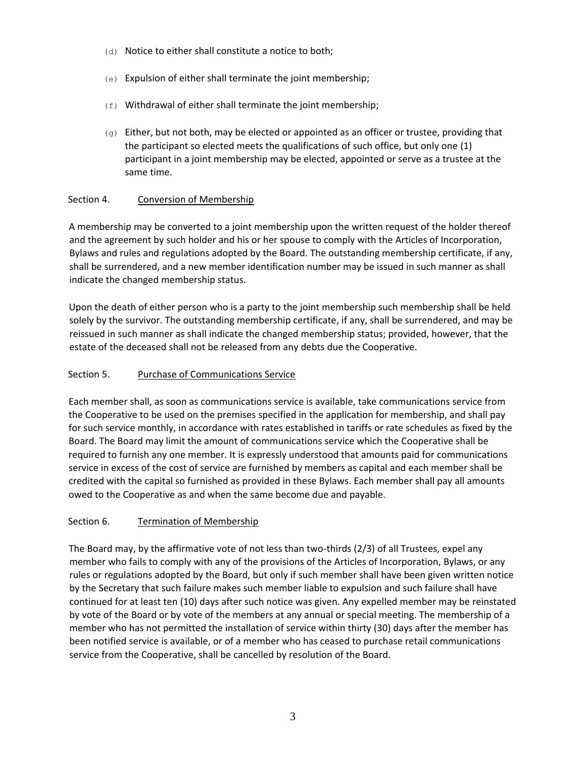(d) Notice to either shall constitute a notice to both;

(e) Expulsion of either shall terminate the joint membership;

(f) Withdrawal of either shall terminate the joint membership;

(g) Either, but not both, may be elected or appointed as an officer or trustee, providing that the participant so elected meets the qualifications of such office, but only one (1) participant in a joint membership may be elected, appointed or serve as a trustee at the same time.

Section 4. <u>Conversion of Membership</u>

A membership may be converted to a joint membership upon the written request of the holder thereof and the agreement by such holder and his or her spouse to comply with the Articles of Incorporation, Bylaws and rules and regulations adopted by the Board. The outstanding membership certificate, if any, shall be surrendered, and a new member identification number may be issued in such manner as shall indicate the changed membership status.

Upon the death of either person who is a party to the joint membership such membership shall be held solely by the survivor. The outstanding membership certificate, if any, shall be surrendered, and may be reissued in such manner as shall indicate the changed membership status; provided, however, that the estate of the deceased shall not be released from any debts due the Cooperative.

Section 5. <u>Purchase of Communications Service</u>

Each member shall, as soon as communications service is available, take communications service from the Cooperative to be used on the premises specified in the application for membership, and shall pay for such service monthly, in accordance with rates established in tariffs or rate schedules as fixed by the Board. The Board may limit the amount of communications service which the Cooperative shall be required to furnish any one member. It is expressly understood that amounts paid for communications service in excess of the cost of service are furnished by members as capital and each member shall be credited with the capital so furnished as provided in these Bylaws. Each member shall pay all amounts owed to the Cooperative as and when the same become due and payable.

Section 6. <u>Termination of Membership</u>

The Board may, by the affirmative vote of not less than two-thirds (2/3) of all Trustees, expel any member who fails to comply with any of the provisions of the Articles of Incorporation, Bylaws, or any rules or regulations adopted by the Board, but only if such member shall have been given written notice by the Secretary that such failure makes such member liable to expulsion and such failure shall have continued for at least ten (10) days after such notice was given. Any expelled member may be reinstated by vote of the Board or by vote of the members at any annual or special meeting. The membership of a member who has not permitted the installation of service within thirty (30) days after the member has been notified service is available, or of a member who has ceased to purchase retail communications service from the Cooperative, shall be cancelled by resolution of the Board.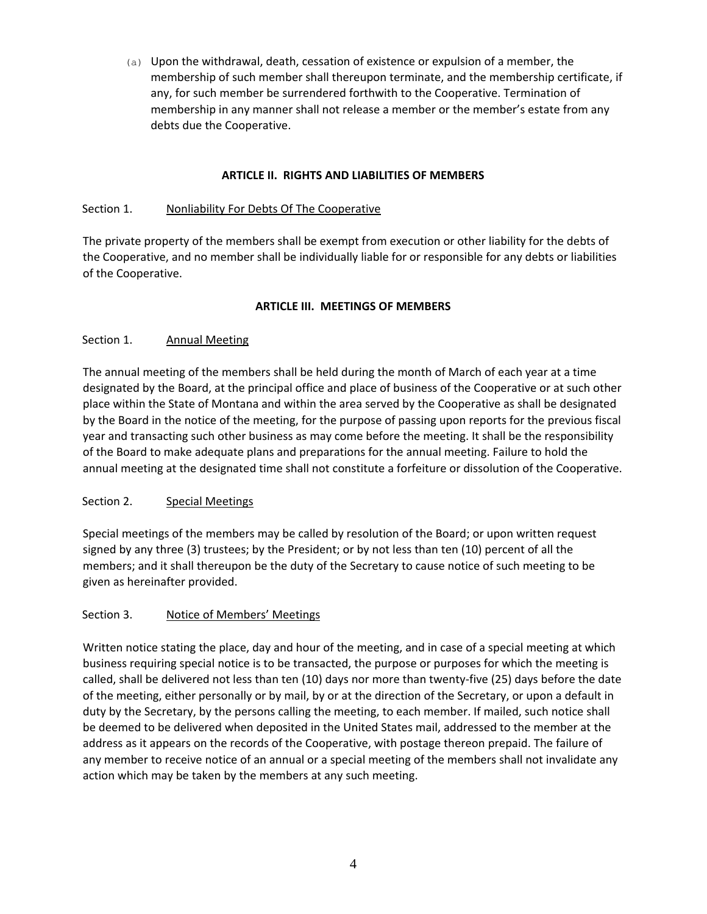(a) Upon the withdrawal, death, cessation of existence or expulsion of a member, the membership of such member shall thereupon terminate, and the membership certificate, if any, for such member be surrendered forthwith to the Cooperative. Termination of membership in any manner shall not release a member or the member's estate from any debts due the Cooperative.

## ARTICLE II. RIGHTS AND LIABILITIES OF MEMBERS

### Section 1. Nonliability For Debts Of The Cooperative

The private property of the members shall be exempt from execution or other liability for the debts of the Cooperative, and no member shall be individually liable for or responsible for any debts or liabilities of the Cooperative.

## ARTICLE III. MEETINGS OF MEMBERS

### Section 1. Annual Meeting

The annual meeting of the members shall be held during the month of March of each year at a time designated by the Board, at the principal office and place of business of the Cooperative or at such other place within the State of Montana and within the area served by the Cooperative as shall be designated by the Board in the notice of the meeting, for the purpose of passing upon reports for the previous fiscal year and transacting such other business as may come before the meeting. It shall be the responsibility of the Board to make adequate plans and preparations for the annual meeting. Failure to hold the annual meeting at the designated time shall not constitute a forfeiture or dissolution of the Cooperative.

### Section 2. Special Meetings

Special meetings of the members may be called by resolution of the Board; or upon written request signed by any three (3) trustees; by the President; or by not less than ten (10) percent of all the members; and it shall thereupon be the duty of the Secretary to cause notice of such meeting to be given as hereinafter provided.

### Section 3. Notice of Members' Meetings

Written notice stating the place, day and hour of the meeting, and in case of a special meeting at which business requiring special notice is to be transacted, the purpose or purposes for which the meeting is called, shall be delivered not less than ten (10) days nor more than twenty-five (25) days before the date of the meeting, either personally or by mail, by or at the direction of the Secretary, or upon a default in duty by the Secretary, by the persons calling the meeting, to each member. If mailed, such notice shall be deemed to be delivered when deposited in the United States mail, addressed to the member at the address as it appears on the records of the Cooperative, with postage thereon prepaid. The failure of any member to receive notice of an annual or a special meeting of the members shall not invalidate any action which may be taken by the members at any such meeting.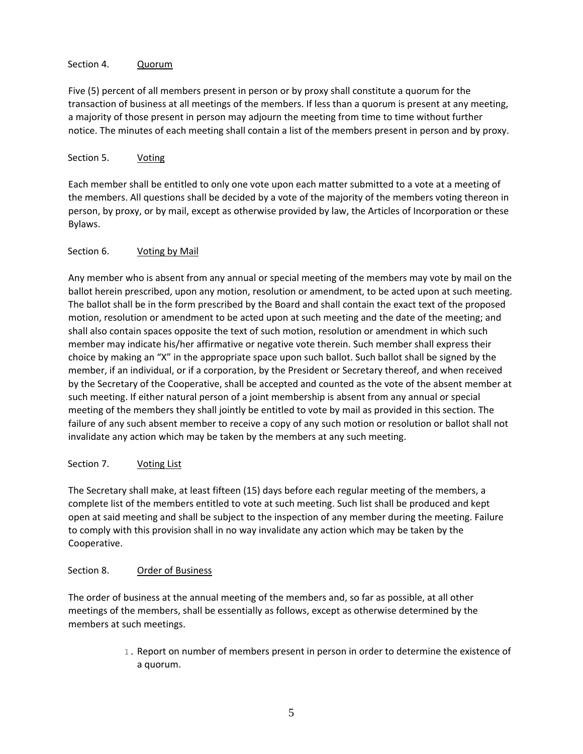Section 4. Quorum

Five (5) percent of all members present in person or by proxy shall constitute a quorum for the transaction of business at all meetings of the members. If less than a quorum is present at any meeting, a majority of those present in person may adjourn the meeting from time to time without further notice. The minutes of each meeting shall contain a list of the members present in person and by proxy.

Section 5. Voting

Each member shall be entitled to only one vote upon each matter submitted to a vote at a meeting of the members. All questions shall be decided by a vote of the majority of the members voting thereon in person, by proxy, or by mail, except as otherwise provided by law, the Articles of Incorporation or these Bylaws.

Section 6. Voting by Mail

Any member who is absent from any annual or special meeting of the members may vote by mail on the ballot herein prescribed, upon any motion, resolution or amendment, to be acted upon at such meeting. The ballot shall be in the form prescribed by the Board and shall contain the exact text of the proposed motion, resolution or amendment to be acted upon at such meeting and the date of the meeting; and shall also contain spaces opposite the text of such motion, resolution or amendment in which such member may indicate his/her affirmative or negative vote therein. Such member shall express their choice by making an “X” in the appropriate space upon such ballot. Such ballot shall be signed by the member, if an individual, or if a corporation, by the President or Secretary thereof, and when received by the Secretary of the Cooperative, shall be accepted and counted as the vote of the absent member at such meeting. If either natural person of a joint membership is absent from any annual or special meeting of the members they shall jointly be entitled to vote by mail as provided in this section. The failure of any such absent member to receive a copy of any such motion or resolution or ballot shall not invalidate any action which may be taken by the members at any such meeting.

Section 7. Voting List

The Secretary shall make, at least fifteen (15) days before each regular meeting of the members, a complete list of the members entitled to vote at such meeting. Such list shall be produced and kept open at said meeting and shall be subject to the inspection of any member during the meeting. Failure to comply with this provision shall in no way invalidate any action which may be taken by the Cooperative.

Section 8. Order of Business

The order of business at the annual meeting of the members and, so far as possible, at all other meetings of the members, shall be essentially as follows, except as otherwise determined by the members at such meetings.

1. Report on number of members present in person in order to determine the existence of a quorum.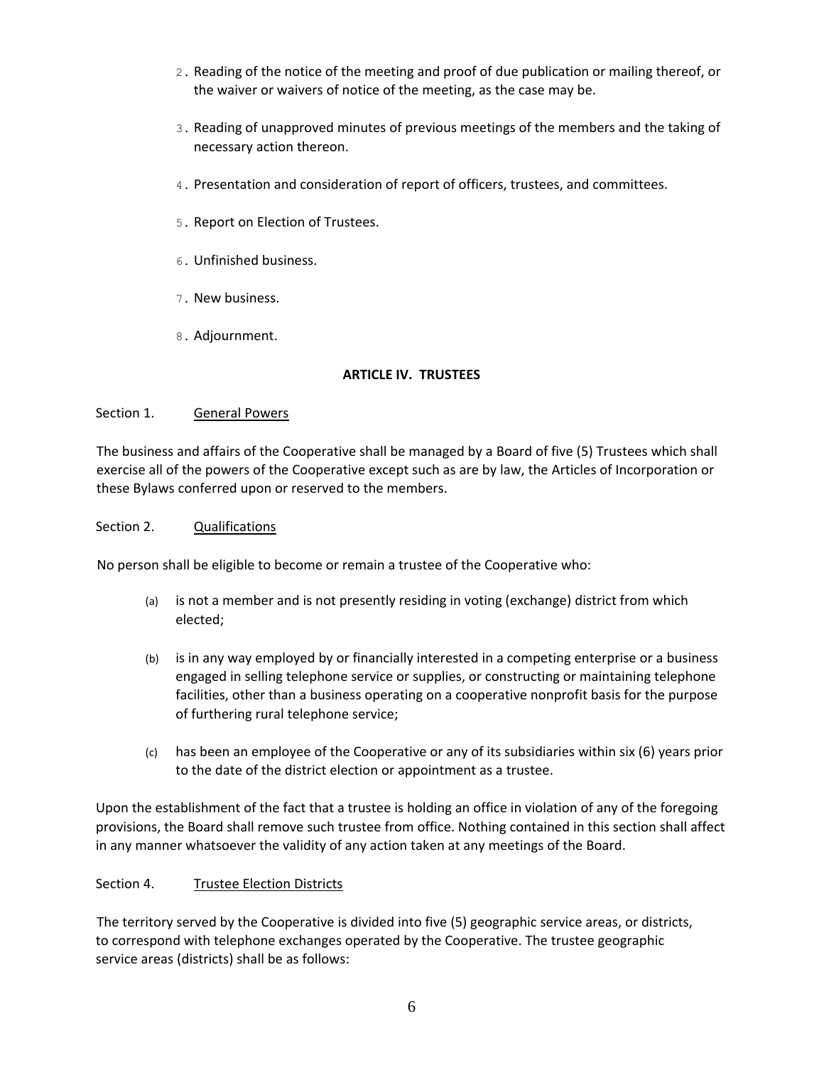2. Reading of the notice of the meeting and proof of due publication or mailing thereof, or the waiver or waivers of notice of the meeting, as the case may be.

3. Reading of unapproved minutes of previous meetings of the members and the taking of necessary action thereon.

4. Presentation and consideration of report of officers, trustees, and committees.

5. Report on Election of Trustees.

6. Unfinished business.

7. New business.

8. Adjournment.

## ARTICLE IV. TRUSTEES

Section 1. General Powers

The business and affairs of the Cooperative shall be managed by a Board of five (5) Trustees which shall exercise all of the powers of the Cooperative except such as are by law, the Articles of Incorporation or these Bylaws conferred upon or reserved to the members.

Section 2. Qualifications

No person shall be eligible to become or remain a trustee of the Cooperative who:

(a) is not a member and is not presently residing in voting (exchange) district from which elected;

(b) is in any way employed by or financially interested in a competing enterprise or a business engaged in selling telephone service or supplies, or constructing or maintaining telephone facilities, other than a business operating on a cooperative nonprofit basis for the purpose of furthering rural telephone service;

(c) has been an employee of the Cooperative or any of its subsidiaries within six (6) years prior to the date of the district election or appointment as a trustee.

Upon the establishment of the fact that a trustee is holding an office in violation of any of the foregoing provisions, the Board shall remove such trustee from office. Nothing contained in this section shall affect in any manner whatsoever the validity of any action taken at any meetings of the Board.

Section 4. Trustee Election Districts

The territory served by the Cooperative is divided into five (5) geographic service areas, or districts, to correspond with telephone exchanges operated by the Cooperative. The trustee geographic service areas (districts) shall be as follows: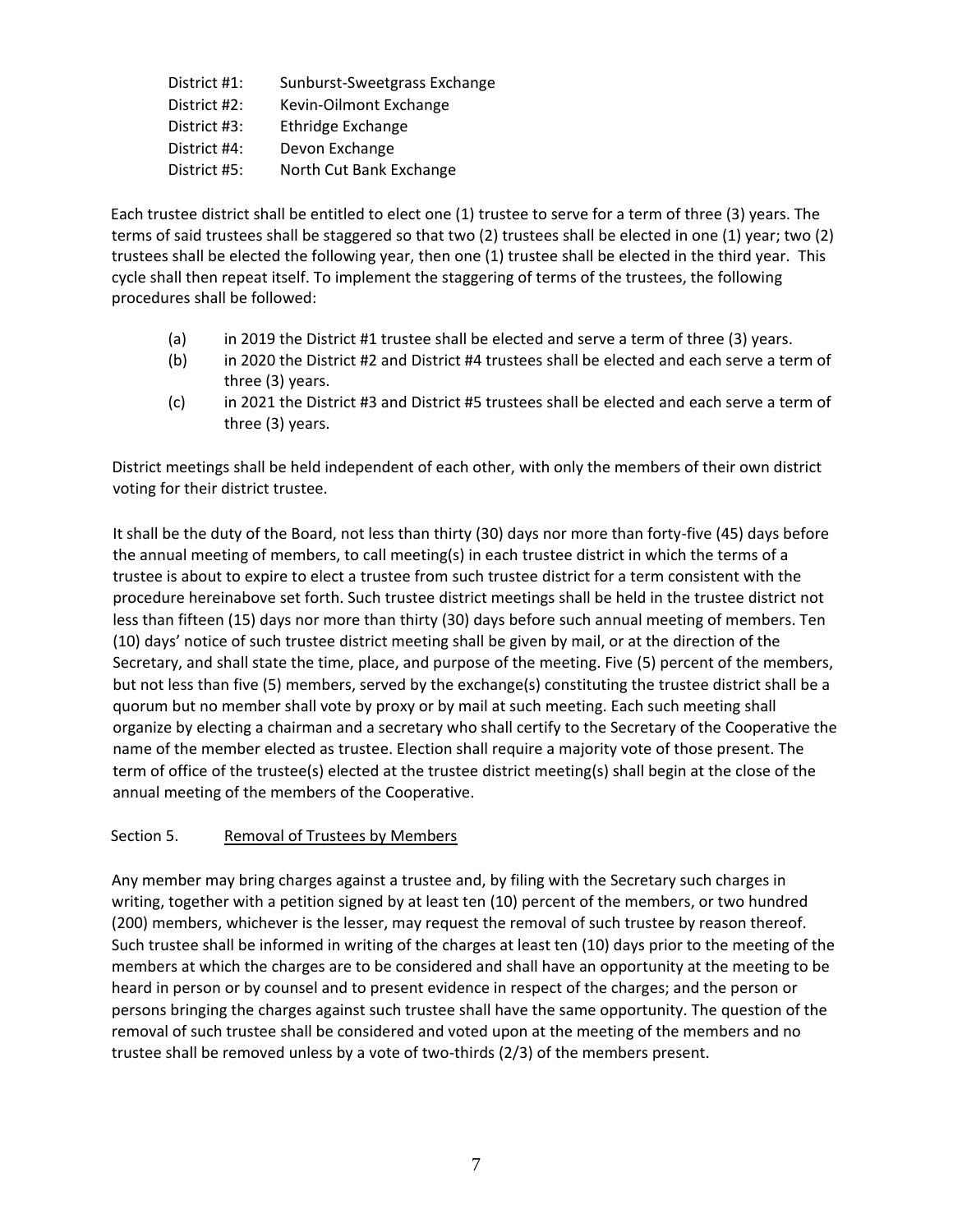District #1: Sunburst-Sweetgrass Exchange
District #2: Kevin-Oilmont Exchange
District #3: Ethridge Exchange
District #4: Devon Exchange
District #5: North Cut Bank Exchange

Each trustee district shall be entitled to elect one (1) trustee to serve for a term of three (3) years. The terms of said trustees shall be staggered so that two (2) trustees shall be elected in one (1) year; two (2) trustees shall be elected the following year, then one (1) trustee shall be elected in the third year. This cycle shall then repeat itself. To implement the staggering of terms of the trustees, the following procedures shall be followed:

(a) in 2019 the District #1 trustee shall be elected and serve a term of three (3) years.
(b) in 2020 the District #2 and District #4 trustees shall be elected and each serve a term of three (3) years.
(c) in 2021 the District #3 and District #5 trustees shall be elected and each serve a term of three (3) years.

District meetings shall be held independent of each other, with only the members of their own district voting for their district trustee.

It shall be the duty of the Board, not less than thirty (30) days nor more than forty-five (45) days before the annual meeting of members, to call meeting(s) in each trustee district in which the terms of a trustee is about to expire to elect a trustee from such trustee district for a term consistent with the procedure hereinabove set forth. Such trustee district meetings shall be held in the trustee district not less than fifteen (15) days nor more than thirty (30) days before such annual meeting of members. Ten (10) days' notice of such trustee district meeting shall be given by mail, or at the direction of the Secretary, and shall state the time, place, and purpose of the meeting. Five (5) percent of the members, but not less than five (5) members, served by the exchange(s) constituting the trustee district shall be a quorum but no member shall vote by proxy or by mail at such meeting. Each such meeting shall organize by electing a chairman and a secretary who shall certify to the Secretary of the Cooperative the name of the member elected as trustee. Election shall require a majority vote of those present. The term of office of the trustee(s) elected at the trustee district meeting(s) shall begin at the close of the annual meeting of the members of the Cooperative.

Section 5. Removal of Trustees by Members

Any member may bring charges against a trustee and, by filing with the Secretary such charges in writing, together with a petition signed by at least ten (10) percent of the members, or two hundred (200) members, whichever is the lesser, may request the removal of such trustee by reason thereof. Such trustee shall be informed in writing of the charges at least ten (10) days prior to the meeting of the members at which the charges are to be considered and shall have an opportunity at the meeting to be heard in person or by counsel and to present evidence in respect of the charges; and the person or persons bringing the charges against such trustee shall have the same opportunity. The question of the removal of such trustee shall be considered and voted upon at the meeting of the members and no trustee shall be removed unless by a vote of two-thirds (2/3) of the members present.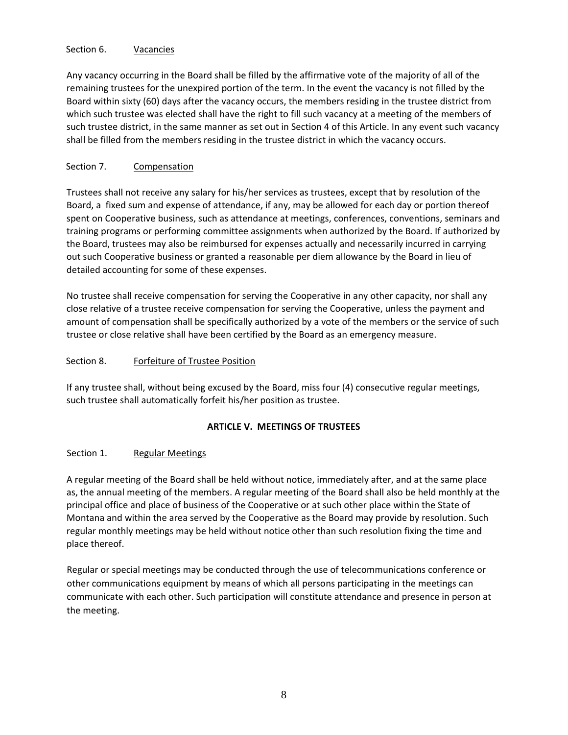Section 6. <u>Vacancies</u>

Any vacancy occurring in the Board shall be filled by the affirmative vote of the majority of all of the remaining trustees for the unexpired portion of the term. In the event the vacancy is not filled by the Board within sixty (60) days after the vacancy occurs, the members residing in the trustee district from which such trustee was elected shall have the right to fill such vacancy at a meeting of the members of such trustee district, in the same manner as set out in Section 4 of this Article. In any event such vacancy shall be filled from the members residing in the trustee district in which the vacancy occurs.

Section 7. <u>Compensation</u>

Trustees shall not receive any salary for his/her services as trustees, except that by resolution of the Board, a fixed sum and expense of attendance, if any, may be allowed for each day or portion thereof spent on Cooperative business, such as attendance at meetings, conferences, conventions, seminars and training programs or performing committee assignments when authorized by the Board. If authorized by the Board, trustees may also be reimbursed for expenses actually and necessarily incurred in carrying out such Cooperative business or granted a reasonable per diem allowance by the Board in lieu of detailed accounting for some of these expenses.

No trustee shall receive compensation for serving the Cooperative in any other capacity, nor shall any close relative of a trustee receive compensation for serving the Cooperative, unless the payment and amount of compensation shall be specifically authorized by a vote of the members or the service of such trustee or close relative shall have been certified by the Board as an emergency measure.

Section 8. <u>Forfeiture of Trustee Position</u>

If any trustee shall, without being excused by the Board, miss four (4) consecutive regular meetings, such trustee shall automatically forfeit his/her position as trustee.

## ARTICLE V. MEETINGS OF TRUSTEES

Section 1. <u>Regular Meetings</u>

A regular meeting of the Board shall be held without notice, immediately after, and at the same place as, the annual meeting of the members. A regular meeting of the Board shall also be held monthly at the principal office and place of business of the Cooperative or at such other place within the State of Montana and within the area served by the Cooperative as the Board may provide by resolution. Such regular monthly meetings may be held without notice other than such resolution fixing the time and place thereof.

Regular or special meetings may be conducted through the use of telecommunications conference or other communications equipment by means of which all persons participating in the meetings can communicate with each other. Such participation will constitute attendance and presence in person at the meeting.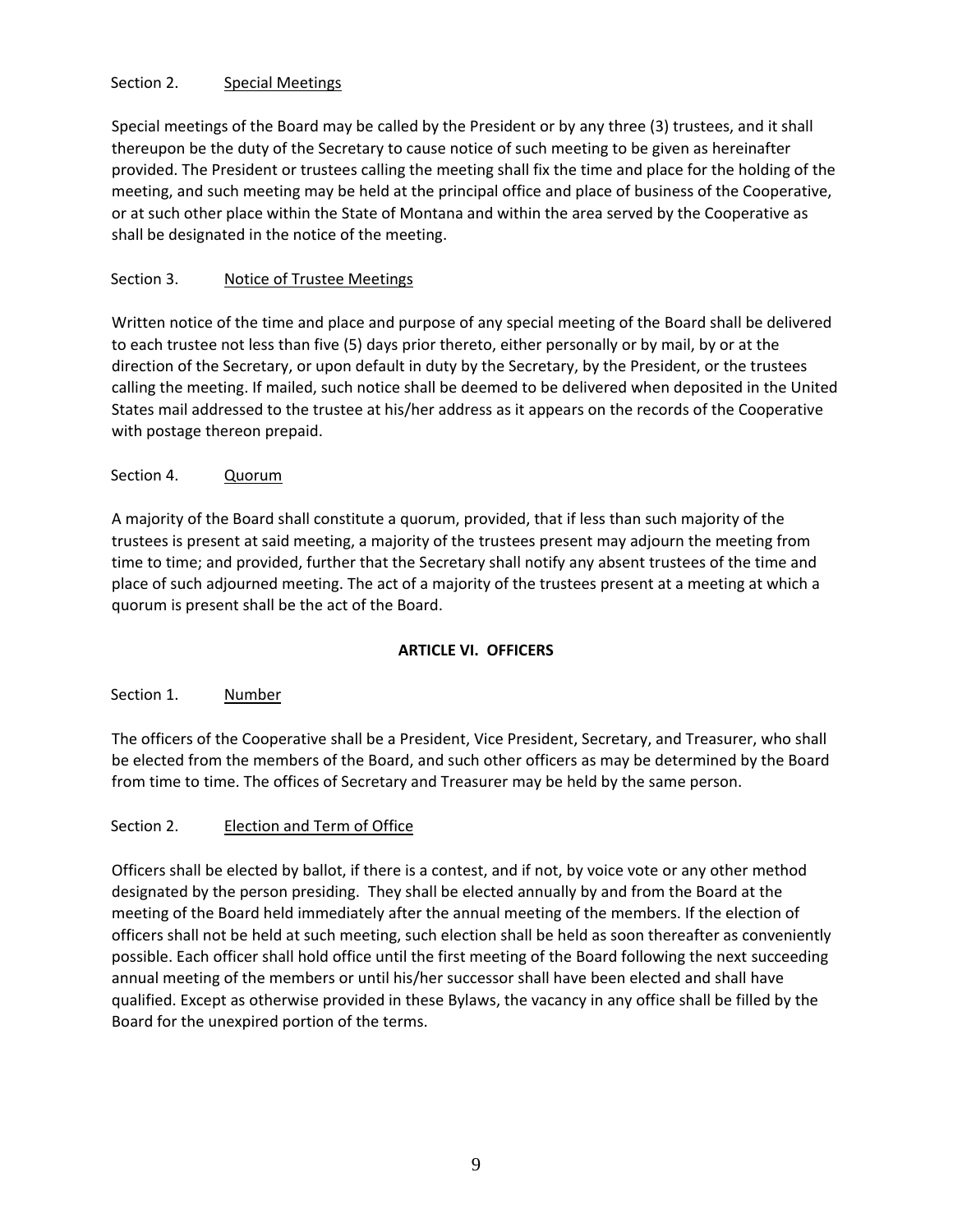Section 2. Special Meetings

Special meetings of the Board may be called by the President or by any three (3) trustees, and it shall thereupon be the duty of the Secretary to cause notice of such meeting to be given as hereinafter provided. The President or trustees calling the meeting shall fix the time and place for the holding of the meeting, and such meeting may be held at the principal office and place of business of the Cooperative, or at such other place within the State of Montana and within the area served by the Cooperative as shall be designated in the notice of the meeting.

Section 3. Notice of Trustee Meetings

Written notice of the time and place and purpose of any special meeting of the Board shall be delivered to each trustee not less than five (5) days prior thereto, either personally or by mail, by or at the direction of the Secretary, or upon default in duty by the Secretary, by the President, or the trustees calling the meeting. If mailed, such notice shall be deemed to be delivered when deposited in the United States mail addressed to the trustee at his/her address as it appears on the records of the Cooperative with postage thereon prepaid.

Section 4. Quorum

A majority of the Board shall constitute a quorum, provided, that if less than such majority of the trustees is present at said meeting, a majority of the trustees present may adjourn the meeting from time to time; and provided, further that the Secretary shall notify any absent trustees of the time and place of such adjourned meeting. The act of a majority of the trustees present at a meeting at which a quorum is present shall be the act of the Board.

## ARTICLE VI. OFFICERS

Section 1. Number

The officers of the Cooperative shall be a President, Vice President, Secretary, and Treasurer, who shall be elected from the members of the Board, and such other officers as may be determined by the Board from time to time. The offices of Secretary and Treasurer may be held by the same person.

Section 2. Election and Term of Office

Officers shall be elected by ballot, if there is a contest, and if not, by voice vote or any other method designated by the person presiding. They shall be elected annually by and from the Board at the meeting of the Board held immediately after the annual meeting of the members. If the election of officers shall not be held at such meeting, such election shall be held as soon thereafter as conveniently possible. Each officer shall hold office until the first meeting of the Board following the next succeeding annual meeting of the members or until his/her successor shall have been elected and shall have qualified. Except as otherwise provided in these Bylaws, the vacancy in any office shall be filled by the Board for the unexpired portion of the terms.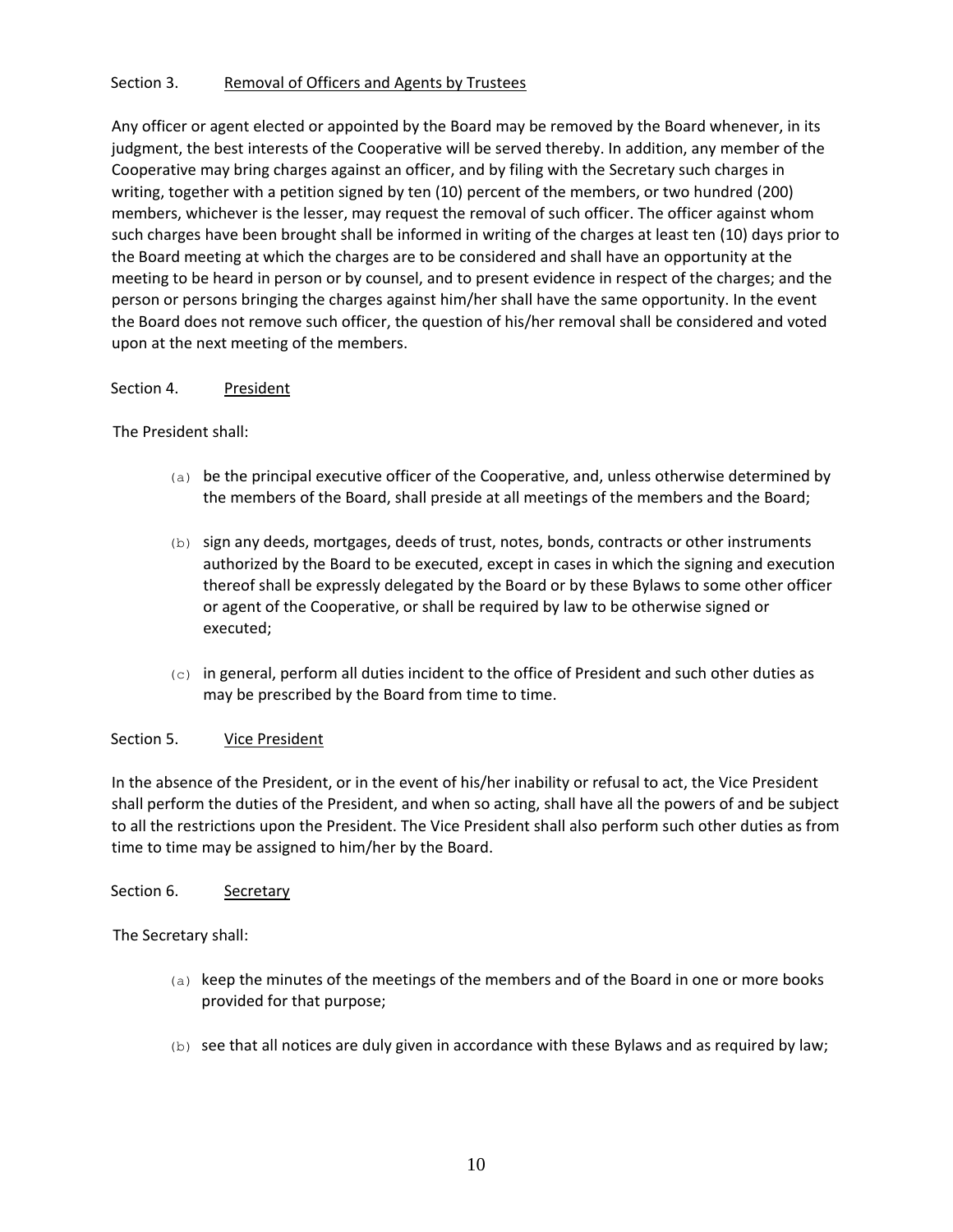### Section 3. Removal of Officers and Agents by Trustees

Any officer or agent elected or appointed by the Board may be removed by the Board whenever, in its judgment, the best interests of the Cooperative will be served thereby. In addition, any member of the Cooperative may bring charges against an officer, and by filing with the Secretary such charges in writing, together with a petition signed by ten (10) percent of the members, or two hundred (200) members, whichever is the lesser, may request the removal of such officer. The officer against whom such charges have been brought shall be informed in writing of the charges at least ten (10) days prior to the Board meeting at which the charges are to be considered and shall have an opportunity at the meeting to be heard in person or by counsel, and to present evidence in respect of the charges; and the person or persons bringing the charges against him/her shall have the same opportunity. In the event the Board does not remove such officer, the question of his/her removal shall be considered and voted upon at the next meeting of the members.

### Section 4. President

The President shall:

(a) be the principal executive officer of the Cooperative, and, unless otherwise determined by the members of the Board, shall preside at all meetings of the members and the Board;

(b) sign any deeds, mortgages, deeds of trust, notes, bonds, contracts or other instruments authorized by the Board to be executed, except in cases in which the signing and execution thereof shall be expressly delegated by the Board or by these Bylaws to some other officer or agent of the Cooperative, or shall be required by law to be otherwise signed or executed;

(c) in general, perform all duties incident to the office of President and such other duties as may be prescribed by the Board from time to time.

### Section 5. Vice President

In the absence of the President, or in the event of his/her inability or refusal to act, the Vice President shall perform the duties of the President, and when so acting, shall have all the powers of and be subject to all the restrictions upon the President. The Vice President shall also perform such other duties as from time to time may be assigned to him/her by the Board.

### Section 6. Secretary

The Secretary shall:

(a) keep the minutes of the meetings of the members and of the Board in one or more books provided for that purpose;

(b) see that all notices are duly given in accordance with these Bylaws and as required by law;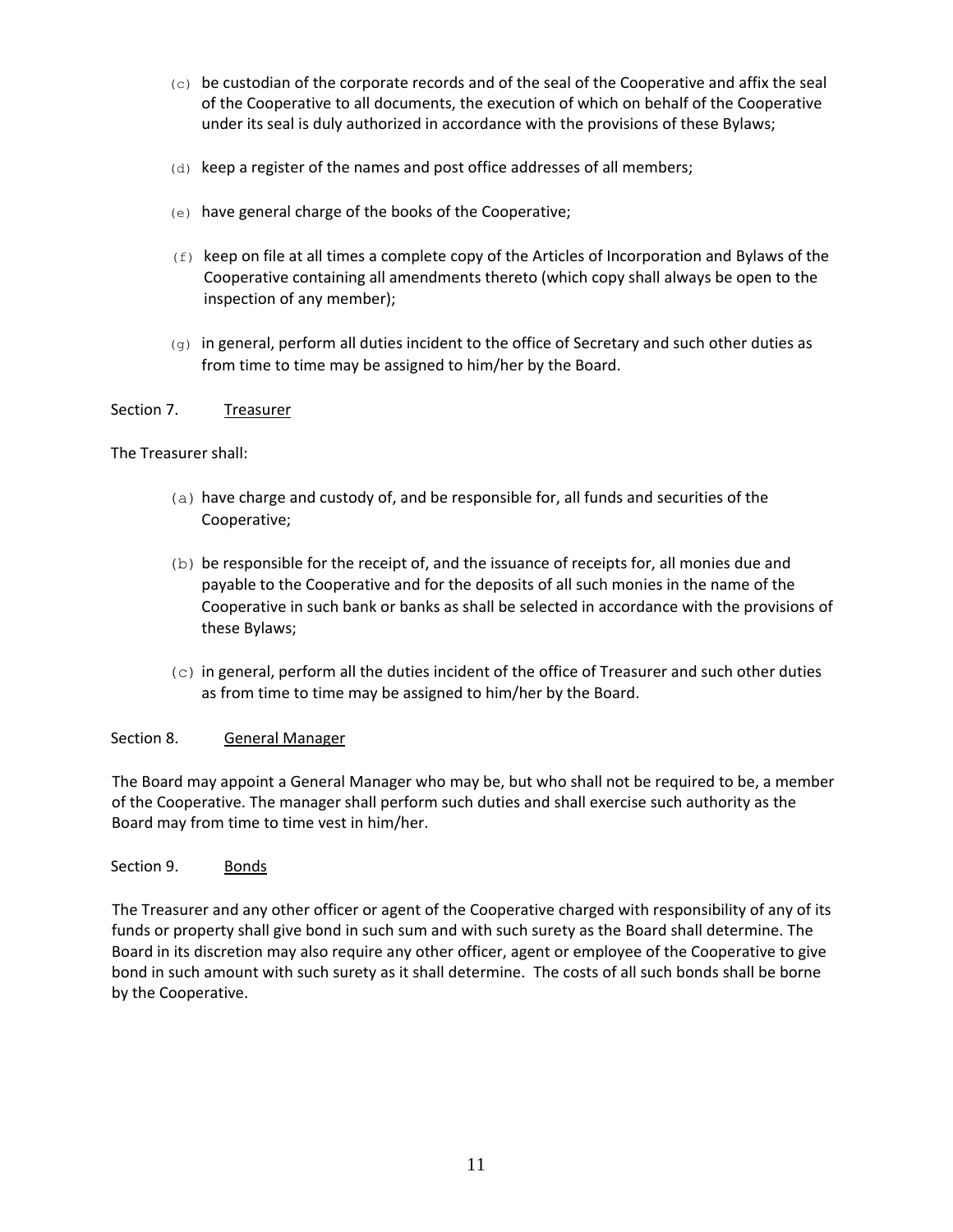(c) be custodian of the corporate records and of the seal of the Cooperative and affix the seal of the Cooperative to all documents, the execution of which on behalf of the Cooperative under its seal is duly authorized in accordance with the provisions of these Bylaws;

(d) keep a register of the names and post office addresses of all members;

(e) have general charge of the books of the Cooperative;

(f) keep on file at all times a complete copy of the Articles of Incorporation and Bylaws of the Cooperative containing all amendments thereto (which copy shall always be open to the inspection of any member);

(g) in general, perform all duties incident to the office of Secretary and such other duties as from time to time may be assigned to him/her by the Board.

Section 7. <u>Treasurer</u>

The Treasurer shall:

(a) have charge and custody of, and be responsible for, all funds and securities of the Cooperative;

(b) be responsible for the receipt of, and the issuance of receipts for, all monies due and payable to the Cooperative and for the deposits of all such monies in the name of the Cooperative in such bank or banks as shall be selected in accordance with the provisions of these Bylaws;

(c) in general, perform all the duties incident of the office of Treasurer and such other duties as from time to time may be assigned to him/her by the Board.

Section 8. <u>General Manager</u>

The Board may appoint a General Manager who may be, but who shall not be required to be, a member of the Cooperative. The manager shall perform such duties and shall exercise such authority as the Board may from time to time vest in him/her.

Section 9. <u>Bonds</u>

The Treasurer and any other officer or agent of the Cooperative charged with responsibility of any of its funds or property shall give bond in such sum and with such surety as the Board shall determine. The Board in its discretion may also require any other officer, agent or employee of the Cooperative to give bond in such amount with such surety as it shall determine. The costs of all such bonds shall be borne by the Cooperative.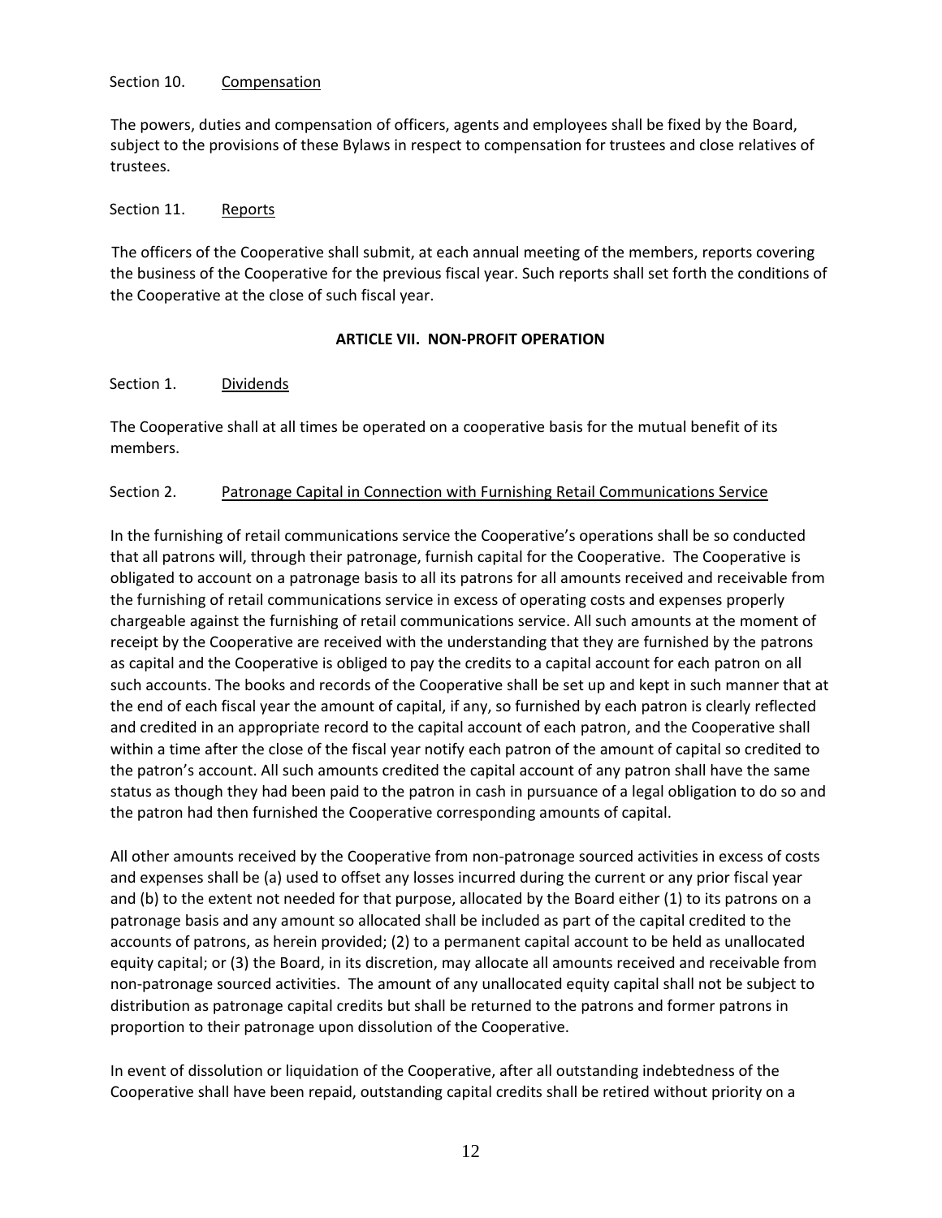Section 10. Compensation

The powers, duties and compensation of officers, agents and employees shall be fixed by the Board, subject to the provisions of these Bylaws in respect to compensation for trustees and close relatives of trustees.

Section 11. Reports

The officers of the Cooperative shall submit, at each annual meeting of the members, reports covering the business of the Cooperative for the previous fiscal year. Such reports shall set forth the conditions of the Cooperative at the close of such fiscal year.

## ARTICLE VII. NON-PROFIT OPERATION

Section 1. Dividends

The Cooperative shall at all times be operated on a cooperative basis for the mutual benefit of its members.

Section 2. Patronage Capital in Connection with Furnishing Retail Communications Service

In the furnishing of retail communications service the Cooperative's operations shall be so conducted that all patrons will, through their patronage, furnish capital for the Cooperative. The Cooperative is obligated to account on a patronage basis to all its patrons for all amounts received and receivable from the furnishing of retail communications service in excess of operating costs and expenses properly chargeable against the furnishing of retail communications service. All such amounts at the moment of receipt by the Cooperative are received with the understanding that they are furnished by the patrons as capital and the Cooperative is obliged to pay the credits to a capital account for each patron on all such accounts. The books and records of the Cooperative shall be set up and kept in such manner that at the end of each fiscal year the amount of capital, if any, so furnished by each patron is clearly reflected and credited in an appropriate record to the capital account of each patron, and the Cooperative shall within a time after the close of the fiscal year notify each patron of the amount of capital so credited to the patron's account. All such amounts credited the capital account of any patron shall have the same status as though they had been paid to the patron in cash in pursuance of a legal obligation to do so and the patron had then furnished the Cooperative corresponding amounts of capital.

All other amounts received by the Cooperative from non-patronage sourced activities in excess of costs and expenses shall be (a) used to offset any losses incurred during the current or any prior fiscal year and (b) to the extent not needed for that purpose, allocated by the Board either (1) to its patrons on a patronage basis and any amount so allocated shall be included as part of the capital credited to the accounts of patrons, as herein provided; (2) to a permanent capital account to be held as unallocated equity capital; or (3) the Board, in its discretion, may allocate all amounts received and receivable from non-patronage sourced activities. The amount of any unallocated equity capital shall not be subject to distribution as patronage capital credits but shall be returned to the patrons and former patrons in proportion to their patronage upon dissolution of the Cooperative.

In event of dissolution or liquidation of the Cooperative, after all outstanding indebtedness of the Cooperative shall have been repaid, outstanding capital credits shall be retired without priority on a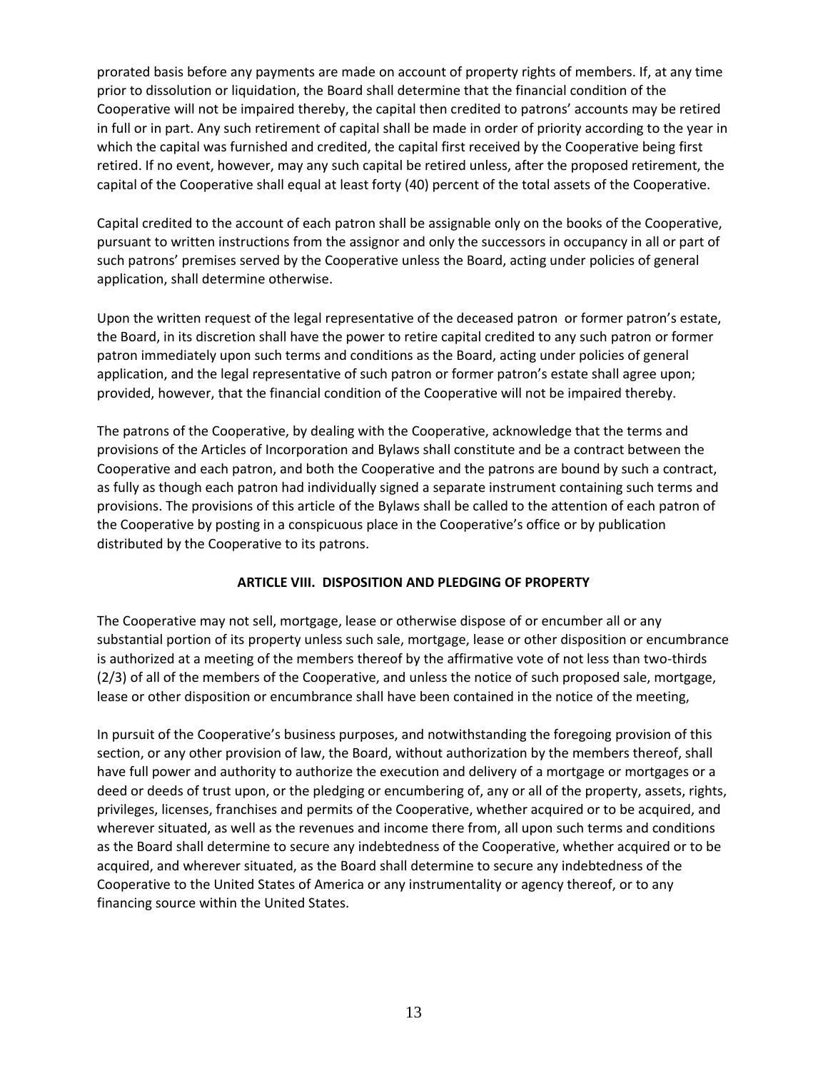prorated basis before any payments are made on account of property rights of members. If, at any time prior to dissolution or liquidation, the Board shall determine that the financial condition of the Cooperative will not be impaired thereby, the capital then credited to patrons' accounts may be retired in full or in part. Any such retirement of capital shall be made in order of priority according to the year in which the capital was furnished and credited, the capital first received by the Cooperative being first retired. If no event, however, may any such capital be retired unless, after the proposed retirement, the capital of the Cooperative shall equal at least forty (40) percent of the total assets of the Cooperative.

Capital credited to the account of each patron shall be assignable only on the books of the Cooperative, pursuant to written instructions from the assignor and only the successors in occupancy in all or part of such patrons' premises served by the Cooperative unless the Board, acting under policies of general application, shall determine otherwise.

Upon the written request of the legal representative of the deceased patron or former patron's estate, the Board, in its discretion shall have the power to retire capital credited to any such patron or former patron immediately upon such terms and conditions as the Board, acting under policies of general application, and the legal representative of such patron or former patron's estate shall agree upon; provided, however, that the financial condition of the Cooperative will not be impaired thereby.

The patrons of the Cooperative, by dealing with the Cooperative, acknowledge that the terms and provisions of the Articles of Incorporation and Bylaws shall constitute and be a contract between the Cooperative and each patron, and both the Cooperative and the patrons are bound by such a contract, as fully as though each patron had individually signed a separate instrument containing such terms and provisions. The provisions of this article of the Bylaws shall be called to the attention of each patron of the Cooperative by posting in a conspicuous place in the Cooperative's office or by publication distributed by the Cooperative to its patrons.

## ARTICLE VIII. DISPOSITION AND PLEDGING OF PROPERTY

The Cooperative may not sell, mortgage, lease or otherwise dispose of or encumber all or any substantial portion of its property unless such sale, mortgage, lease or other disposition or encumbrance is authorized at a meeting of the members thereof by the affirmative vote of not less than two-thirds (2/3) of all of the members of the Cooperative, and unless the notice of such proposed sale, mortgage, lease or other disposition or encumbrance shall have been contained in the notice of the meeting,

In pursuit of the Cooperative's business purposes, and notwithstanding the foregoing provision of this section, or any other provision of law, the Board, without authorization by the members thereof, shall have full power and authority to authorize the execution and delivery of a mortgage or mortgages or a deed or deeds of trust upon, or the pledging or encumbering of, any or all of the property, assets, rights, privileges, licenses, franchises and permits of the Cooperative, whether acquired or to be acquired, and wherever situated, as well as the revenues and income there from, all upon such terms and conditions as the Board shall determine to secure any indebtedness of the Cooperative, whether acquired or to be acquired, and wherever situated, as the Board shall determine to secure any indebtedness of the Cooperative to the United States of America or any instrumentality or agency thereof, or to any financing source within the United States.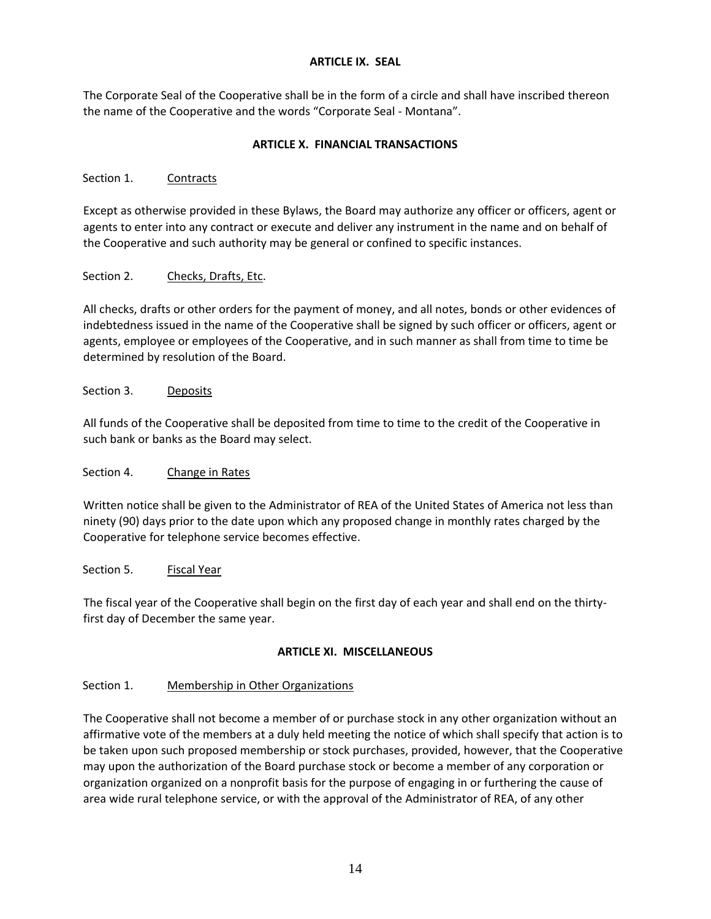## ARTICLE IX. SEAL

The Corporate Seal of the Cooperative shall be in the form of a circle and shall have inscribed thereon the name of the Cooperative and the words "Corporate Seal - Montana".

## ARTICLE X. FINANCIAL TRANSACTIONS

Section 1. Contracts

Except as otherwise provided in these Bylaws, the Board may authorize any officer or officers, agent or agents to enter into any contract or execute and deliver any instrument in the name and on behalf of the Cooperative and such authority may be general or confined to specific instances.

Section 2. Checks, Drafts, Etc.

All checks, drafts or other orders for the payment of money, and all notes, bonds or other evidences of indebtedness issued in the name of the Cooperative shall be signed by such officer or officers, agent or agents, employee or employees of the Cooperative, and in such manner as shall from time to time be determined by resolution of the Board.

Section 3. Deposits

All funds of the Cooperative shall be deposited from time to time to the credit of the Cooperative in such bank or banks as the Board may select.

Section 4. Change in Rates

Written notice shall be given to the Administrator of REA of the United States of America not less than ninety (90) days prior to the date upon which any proposed change in monthly rates charged by the Cooperative for telephone service becomes effective.

Section 5. Fiscal Year

The fiscal year of the Cooperative shall begin on the first day of each year and shall end on the thirty-first day of December the same year.

## ARTICLE XI. MISCELLANEOUS

Section 1. Membership in Other Organizations

The Cooperative shall not become a member of or purchase stock in any other organization without an affirmative vote of the members at a duly held meeting the notice of which shall specify that action is to be taken upon such proposed membership or stock purchases, provided, however, that the Cooperative may upon the authorization of the Board purchase stock or become a member of any corporation or organization organized on a nonprofit basis for the purpose of engaging in or furthering the cause of area wide rural telephone service, or with the approval of the Administrator of REA, of any other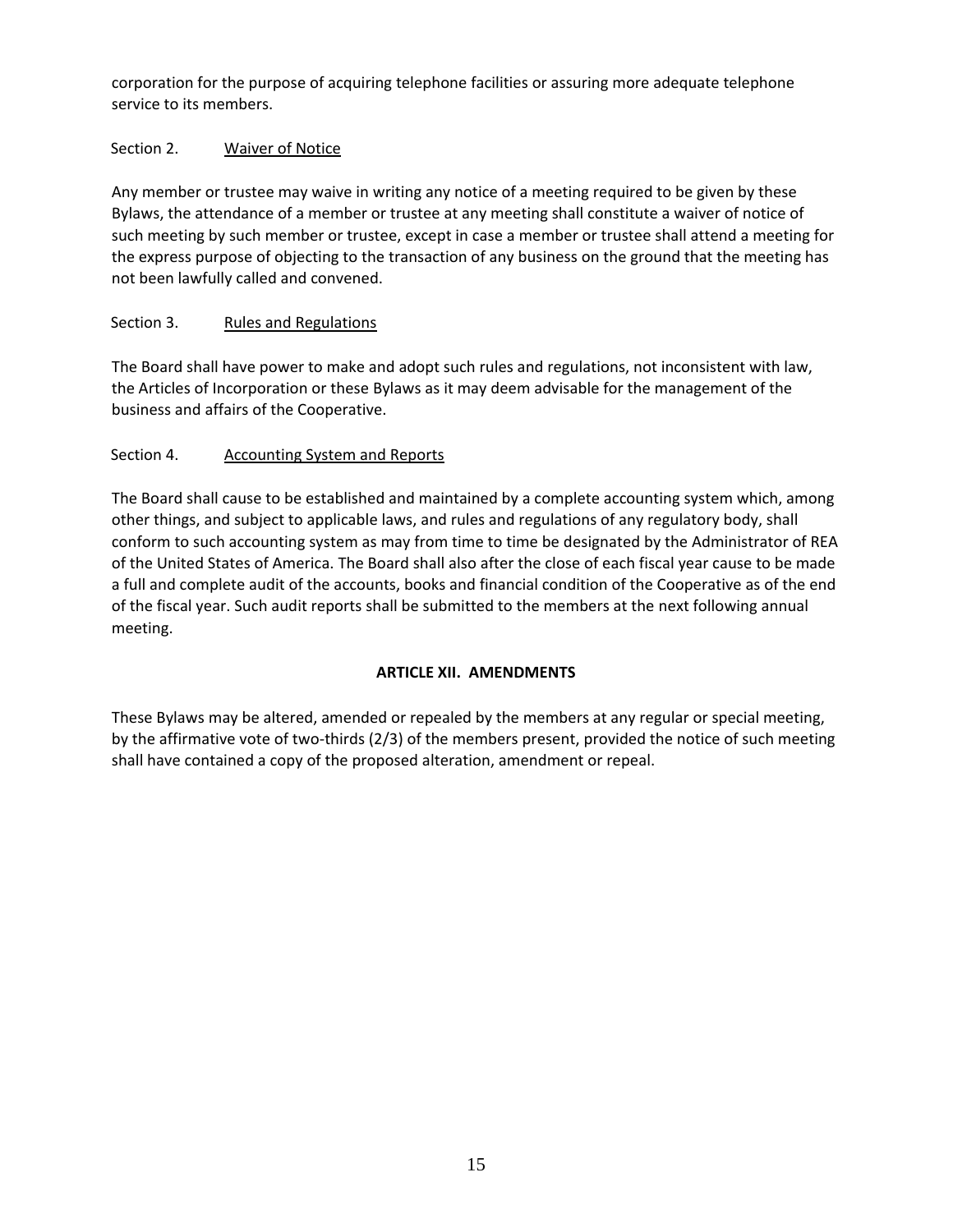corporation for the purpose of acquiring telephone facilities or assuring more adequate telephone service to its members.

Section 2. Waiver of Notice

Any member or trustee may waive in writing any notice of a meeting required to be given by these Bylaws, the attendance of a member or trustee at any meeting shall constitute a waiver of notice of such meeting by such member or trustee, except in case a member or trustee shall attend a meeting for the express purpose of objecting to the transaction of any business on the ground that the meeting has not been lawfully called and convened.

Section 3. Rules and Regulations

The Board shall have power to make and adopt such rules and regulations, not inconsistent with law, the Articles of Incorporation or these Bylaws as it may deem advisable for the management of the business and affairs of the Cooperative.

Section 4. Accounting System and Reports

The Board shall cause to be established and maintained by a complete accounting system which, among other things, and subject to applicable laws, and rules and regulations of any regulatory body, shall conform to such accounting system as may from time to time be designated by the Administrator of REA of the United States of America. The Board shall also after the close of each fiscal year cause to be made a full and complete audit of the accounts, books and financial condition of the Cooperative as of the end of the fiscal year. Such audit reports shall be submitted to the members at the next following annual meeting.

## ARTICLE XII. AMENDMENTS

These Bylaws may be altered, amended or repealed by the members at any regular or special meeting, by the affirmative vote of two-thirds (2/3) of the members present, provided the notice of such meeting shall have contained a copy of the proposed alteration, amendment or repeal.